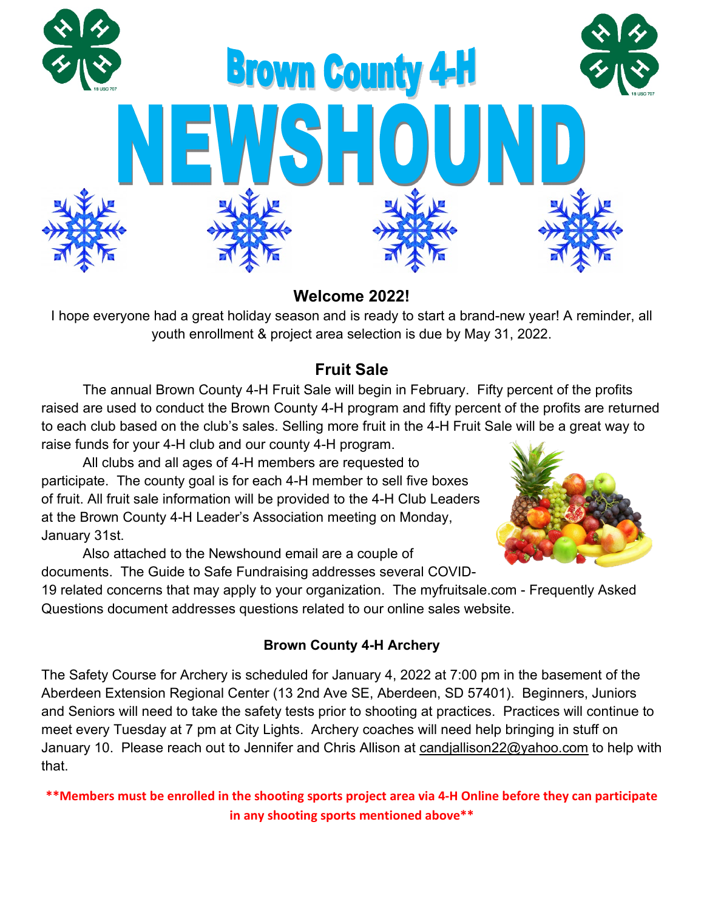# Brown County 4-H NEWSHOUND

## Welcome 2022!

I hope everyone had a great holiday season and is ready to start a brand-new year! A reminder, all youth enrollment & project area selection is due by May 31, 2022.

## Fruit Sale

The annual Brown County 4-H Fruit Sale will begin in February. Fifty percent of the profits raised are used to conduct the Brown County 4-H program and fifty percent of the profits are returned to each club based on the club's sales. Selling more fruit in the 4-H Fruit Sale will be a great way to raise funds for your 4-H club and our county 4-H program.

All clubs and all ages of 4-H members are requested to participate. The county goal is for each 4-H member to sell five boxes of fruit. All fruit sale information will be provided to the 4-H Club Leaders at the Brown County 4-H Leader's Association meeting on Monday, January 31st.

Also attached to the Newshound email are a couple of documents. The Guide to Safe Fundraising addresses several COVID-19 related concerns that may apply to your organization. The myfruitsale.com - Frequently Asked Questions document addresses questions related to our online sales website.

### Brown County 4-H Archery

The Safety Course for Archery is scheduled for January 4, 2022 at 7:00 pm in the basement of the Aberdeen Extension Regional Center (13 2nd Ave SE, Aberdeen, SD 57401). Beginners, Juniors and Seniors will need to take the safety tests prior to shooting at practices. Practices will continue to meet every Tuesday at 7 pm at City Lights. Archery coaches will need help bringing in stuff on January 10. Please reach out to Jennifer and Chris Allison at candjallison22@yahoo.com to help with that.

****Members must be enrolled in the shooting sports project area via 4-H Online before they can participate in any shooting sports mentioned above****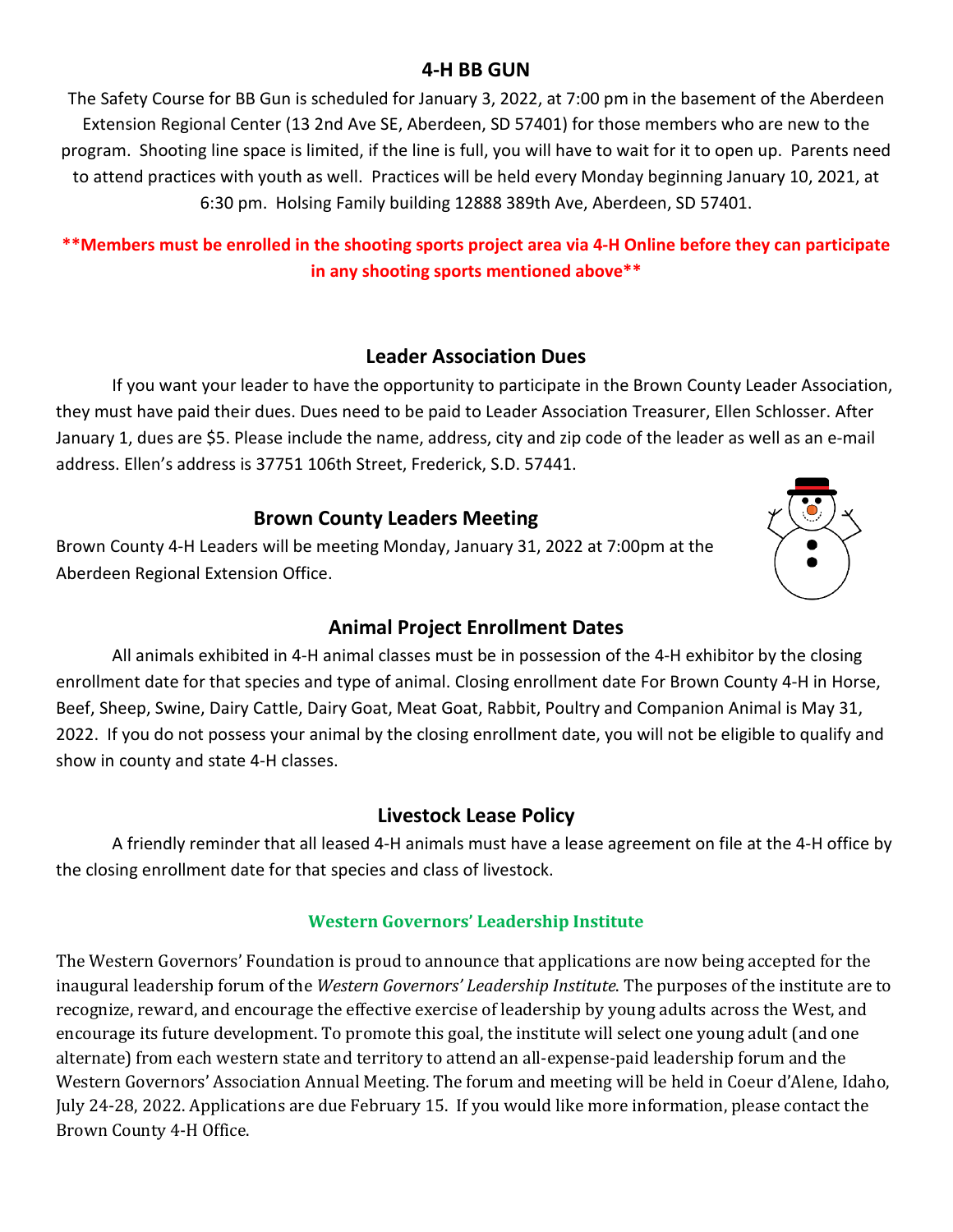## 4-H BB GUN

The Safety Course for BB Gun is scheduled for January 3, 2022, at 7:00 pm in the basement of the Aberdeen Extension Regional Center (13 2nd Ave SE, Aberdeen, SD 57401) for those members who are new to the program. Shooting line space is limited, if the line is full, you will have to wait for it to open up. Parents need to attend practices with youth as well. Practices will be held every Monday beginning January 10, 2021, at 6:30 pm. Holsing Family building 12888 389th Ave, Aberdeen, SD 57401.

**\*\*Members must be enrolled in the shooting sports project area via 4-H Online before they can participate in any shooting sports mentioned above\*\***

## Leader Association Dues

If you want your leader to have the opportunity to participate in the Brown County Leader Association, they must have paid their dues. Dues need to be paid to Leader Association Treasurer, Ellen Schlosser. After January 1, dues are $5. Please include the name, address, city and zip code of the leader as well as an e-mail address. Ellen's address is 37751 106th Street, Frederick, S.D. 57441.

## Brown County Leaders Meeting

Brown County 4-H Leaders will be meeting Monday, January 31, 2022 at 7:00pm at the Aberdeen Regional Extension Office.

## Animal Project Enrollment Dates

All animals exhibited in 4-H animal classes must be in possession of the 4-H exhibitor by the closing enrollment date for that species and type of animal. Closing enrollment date For Brown County 4-H in Horse, Beef, Sheep, Swine, Dairy Cattle, Dairy Goat, Meat Goat, Rabbit, Poultry and Companion Animal is May 31, 2022. If you do not possess your animal by the closing enrollment date, you will not be eligible to qualify and show in county and state 4-H classes.

## Livestock Lease Policy

A friendly reminder that all leased 4-H animals must have a lease agreement on file at the 4-H office by the closing enrollment date for that species and class of livestock.

## Western Governors' Leadership Institute

The Western Governors' Foundation is proud to announce that applications are now being accepted for the inaugural leadership forum of the *Western Governors' Leadership Institute*. The purposes of the institute are to recognize, reward, and encourage the effective exercise of leadership by young adults across the West, and encourage its future development. To promote this goal, the institute will select one young adult (and one alternate) from each western state and territory to attend an all-expense-paid leadership forum and the Western Governors' Association Annual Meeting. The forum and meeting will be held in Coeur d'Alene, Idaho, July 24-28, 2022. Applications are due February 15. If you would like more information, please contact the Brown County 4-H Office.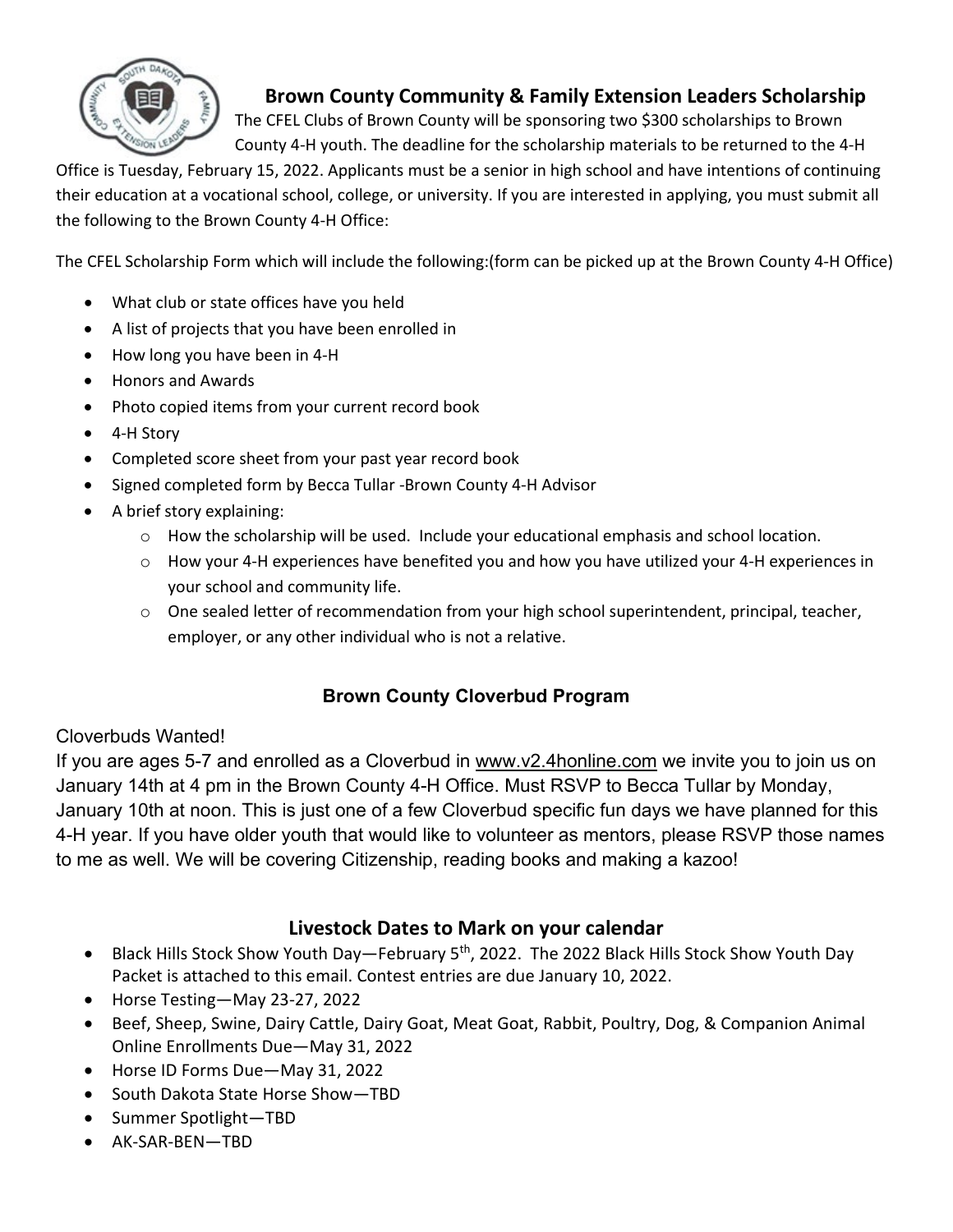## Brown County Community & Family Extension Leaders Scholarship

The CFEL Clubs of Brown County will be sponsoring two $300 scholarships to Brown County 4-H youth. The deadline for the scholarship materials to be returned to the 4-H Office is Tuesday, February 15, 2022. Applicants must be a senior in high school and have intentions of continuing their education at a vocational school, college, or university. If you are interested in applying, you must submit all the following to the Brown County 4-H Office:

The CFEL Scholarship Form which will include the following:(form can be picked up at the Brown County 4-H Office)

- What club or state offices have you held
- A list of projects that you have been enrolled in
- How long you have been in 4-H
- Honors and Awards
- Photo copied items from your current record book
- 4-H Story
- Completed score sheet from your past year record book
- Signed completed form by Becca Tullar -Brown County 4-H Advisor
- A brief story explaining:
    - How the scholarship will be used. Include your educational emphasis and school location.
    - How your 4-H experiences have benefited you and how you have utilized your 4-H experiences in your school and community life.
    - One sealed letter of recommendation from your high school superintendent, principal, teacher, employer, or any other individual who is not a relative.

## Brown County Cloverbud Program

Cloverbuds Wanted!

If you are ages 5-7 and enrolled as a Cloverbud in www.v2.4honline.com we invite you to join us on January 14th at 4 pm in the Brown County 4-H Office. Must RSVP to Becca Tullar by Monday, January 10th at noon. This is just one of a few Cloverbud specific fun days we have planned for this 4-H year. If you have older youth that would like to volunteer as mentors, please RSVP those names to me as well. We will be covering Citizenship, reading books and making a kazoo!

## Livestock Dates to Mark on your calendar

- Black Hills Stock Show Youth Day—February 5th, 2022. The 2022 Black Hills Stock Show Youth Day Packet is attached to this email. Contest entries are due January 10, 2022.
- Horse Testing—May 23-27, 2022
- Beef, Sheep, Swine, Dairy Cattle, Dairy Goat, Meat Goat, Rabbit, Poultry, Dog, & Companion Animal Online Enrollments Due—May 31, 2022
- Horse ID Forms Due—May 31, 2022
- South Dakota State Horse Show—TBD
- Summer Spotlight—TBD
- AK-SAR-BEN—TBD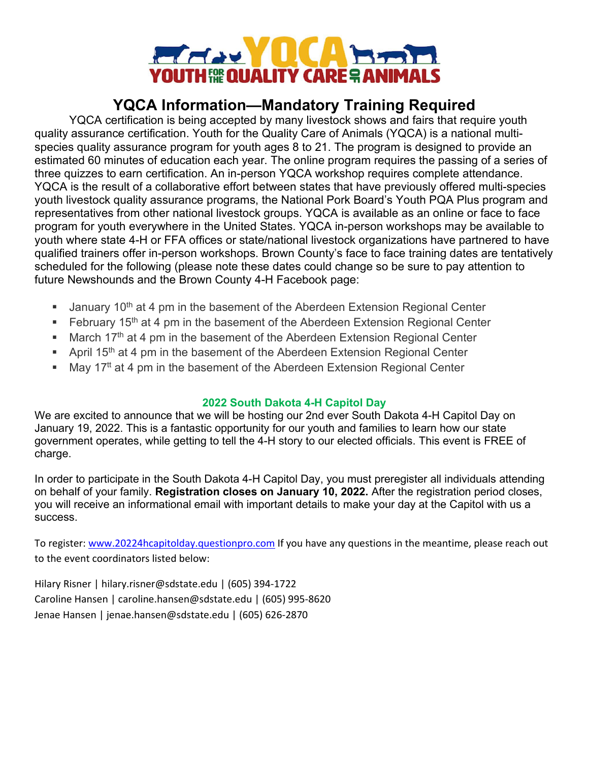# YQCA Information—Mandatory Training Required

YQCA certification is being accepted by many livestock shows and fairs that require youth quality assurance certification. Youth for the Quality Care of Animals (YQCA) is a national multi-species quality assurance program for youth ages 8 to 21. The program is designed to provide an estimated 60 minutes of education each year. The online program requires the passing of a series of three quizzes to earn certification. An in-person YQCA workshop requires complete attendance. YQCA is the result of a collaborative effort between states that have previously offered multi-species youth livestock quality assurance programs, the National Pork Board's Youth PQA Plus program and representatives from other national livestock groups. YQCA is available as an online or face to face program for youth everywhere in the United States. YQCA in-person workshops may be available to youth where state 4-H or FFA offices or state/national livestock organizations have partnered to have qualified trainers offer in-person workshops. Brown County's face to face training dates are tentatively scheduled for the following (please note these dates could change so be sure to pay attention to future Newshounds and the Brown County 4-H Facebook page:

- January 10th at 4 pm in the basement of the Aberdeen Extension Regional Center
- February 15th at 4 pm in the basement of the Aberdeen Extension Regional Center
- March 17th at 4 pm in the basement of the Aberdeen Extension Regional Center
- April 15th at 4 pm in the basement of the Aberdeen Extension Regional Center
- May 17tt at 4 pm in the basement of the Aberdeen Extension Regional Center

## 2022 South Dakota 4-H Capitol Day

We are excited to announce that we will be hosting our 2nd ever South Dakota 4-H Capitol Day on January 19, 2022. This is a fantastic opportunity for our youth and families to learn how our state government operates, while getting to tell the 4-H story to our elected officials. This event is FREE of charge.

In order to participate in the South Dakota 4-H Capitol Day, you must preregister all individuals attending on behalf of your family. **Registration closes on January 10, 2022.** After the registration period closes, you will receive an informational email with important details to make your day at the Capitol with us a success.

To register: www.20224hcapitolday.questionpro.com If you have any questions in the meantime, please reach out to the event coordinators listed below:

Hilary Risner | hilary.risner@sdstate.edu | (605) 394-1722
Caroline Hansen | caroline.hansen@sdstate.edu | (605) 995-8620
Jenae Hansen | jenae.hansen@sdstate.edu | (605) 626-2870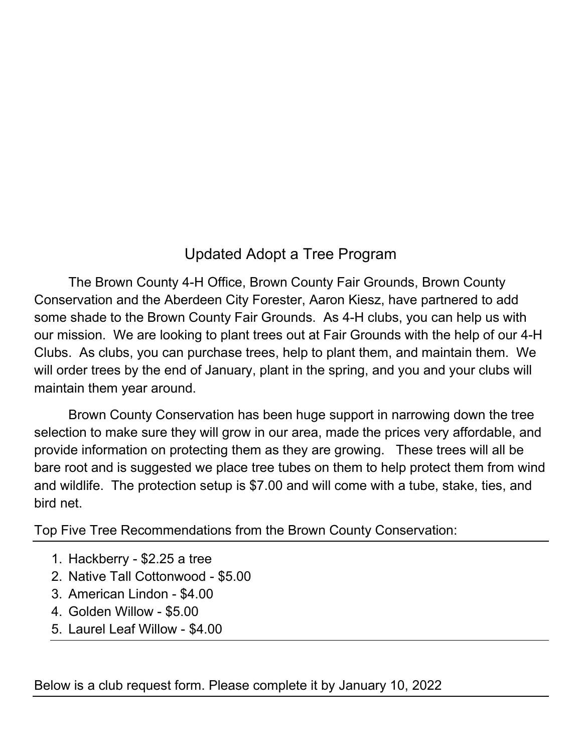## Updated Adopt a Tree Program

The Brown County 4-H Office, Brown County Fair Grounds, Brown County Conservation and the Aberdeen City Forester, Aaron Kiesz, have partnered to add some shade to the Brown County Fair Grounds. As 4-H clubs, you can help us with our mission. We are looking to plant trees out at Fair Grounds with the help of our 4-H Clubs. As clubs, you can purchase trees, help to plant them, and maintain them. We will order trees by the end of January, plant in the spring, and you and your clubs will maintain them year around.

Brown County Conservation has been huge support in narrowing down the tree selection to make sure they will grow in our area, made the prices very affordable, and provide information on protecting them as they are growing. These trees will all be bare root and is suggested we place tree tubes on them to help protect them from wind and wildlife. The protection setup is $7.00 and will come with a tube, stake, ties, and bird net.

Top Five Tree Recommendations from the Brown County Conservation:

1. Hackberry - $2.25 a tree
2. Native Tall Cottonwood - $5.00
3. American Lindon - $4.00
4. Golden Willow - $5.00
5. Laurel Leaf Willow - $4.00

Below is a club request form. Please complete it by January 10, 2022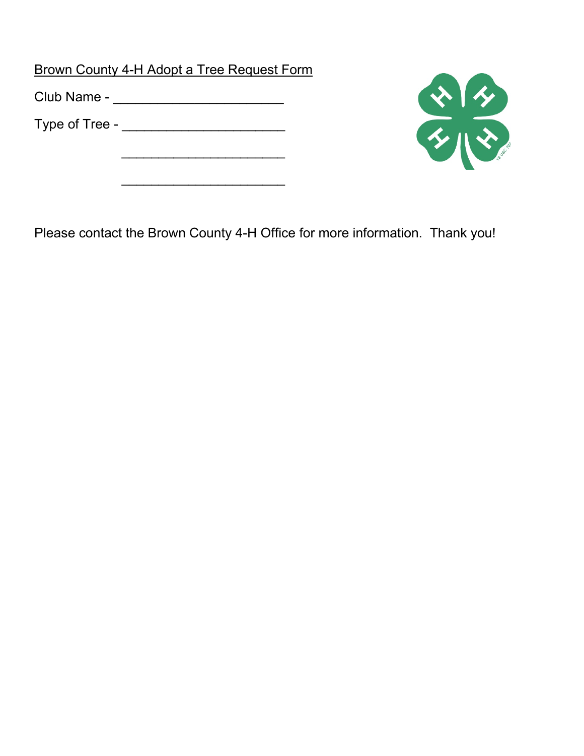Brown County 4-H Adopt a Tree Request Form

Club Name - ______________________

Type of Tree - _____________________

_____________________

_____________________

Please contact the Brown County 4-H Office for more information. Thank you!